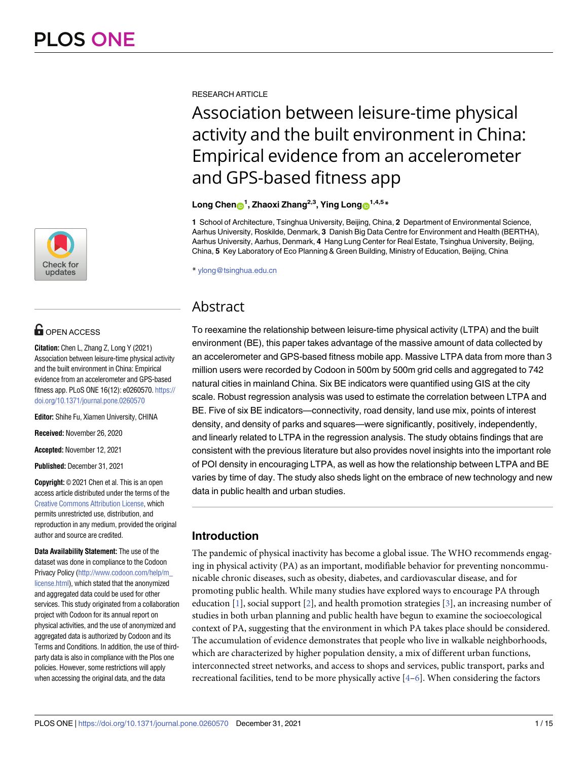RESEARCH ARTICLE

# Association between leisure-time physical activity and the built environment in China: Empirical evidence from an accelerometer and GPS-based fitness app

**Long Chen[1], Zhaoxi Zhang[2,3], Ying Long[1,4,5]***

**1** School of Architecture, Tsinghua University, Beijing, China, **2** Department of Environmental Science, Aarhus University, Roskilde, Denmark, **3** Danish Big Data Centre for Environment and Health (BERTHA), Aarhus University, Aarhus, Denmark, **4** Hang Lung Center for Real Estate, Tsinghua University, Beijing, China, **5** Key Laboratory of Eco Planning & Green Building, Ministry of Education, Beijing, China

* ylong@tsinghua.edu.cn

OPEN ACCESS

**Citation:** Chen L, Zhang Z, Long Y (2021) Association between leisure-time physical activity and the built environment in China: Empirical evidence from an accelerometer and GPS-based fitness app. PLoS ONE 16(12): e0260570. https://doi.org/10.1371/journal.pone.0260570

**Editor:** Shihe Fu, Xiamen University, CHINA

**Received:** November 26, 2020

**Accepted:** November 12, 2021

**Published:** December 31, 2021

**Copyright:** © 2021 Chen et al. This is an open access article distributed under the terms of the Creative Commons Attribution License, which permits unrestricted use, distribution, and reproduction in any medium, provided the original author and source are credited.

**Data Availability Statement:** The use of the dataset was done in compliance to the Codoon Privacy Policy (http://www.codoon.com/help/m_license.html), which stated that the anonymized and aggregated data could be used for other services. This study originated from a collaboration project with Codoon for physical activities, and the use of anonymized and aggregated data is authorized by Codoon and its Terms and Conditions. In addition, the use of third-party data is also in compliance with the Plos one policies. However, some restrictions will apply when accessing the original data, and the data

## Abstract

To reexamine the relationship between leisure-time physical activity (LTPA) and the built environment (BE), this paper takes advantage of the massive amount of data collected by an accelerometer and GPS-based fitness mobile app. Massive LTPA data from more than 3 million users were recorded by Codoon in 500m by 500m grid cells and aggregated to 742 natural cities in mainland China. Six BE indicators were quantified using GIS at the city scale. Robust regression analysis was used to estimate the correlation between LTPA and BE. Five of six BE indicators—connectivity, road density, land use mix, points of interest density, and density of parks and squares—were significantly, positively, independently, and linearly related to LTPA in the regression analysis. The study obtains findings that are consistent with the previous literature but also provides novel insights into the important role of POI density in encouraging LTPA, as well as how the relationship between LTPA and BE varies by time of day. The study also sheds light on the embrace of new technology and new data in public health and urban studies.

## Introduction

The pandemic of physical inactivity has become a global issue. The WHO recommends engaging in physical activity (PA) as an important, modifiable behavior for preventing noncommunicable chronic diseases, such as obesity, diabetes, and cardiovascular disease, and for promoting public health. While many studies have explored ways to encourage PA through education [1], social support [2], and health promotion strategies [3], an increasing number of studies in both urban planning and public health have begun to examine the socioecological context of PA, suggesting that the environment in which PA takes place should be considered. The accumulation of evidence demonstrates that people who live in walkable neighborhoods, which are characterized by higher population density, a mix of different urban functions, interconnected street networks, and access to shops and services, public transport, parks and recreational facilities, tend to be more physically active [4–6]. When considering the factors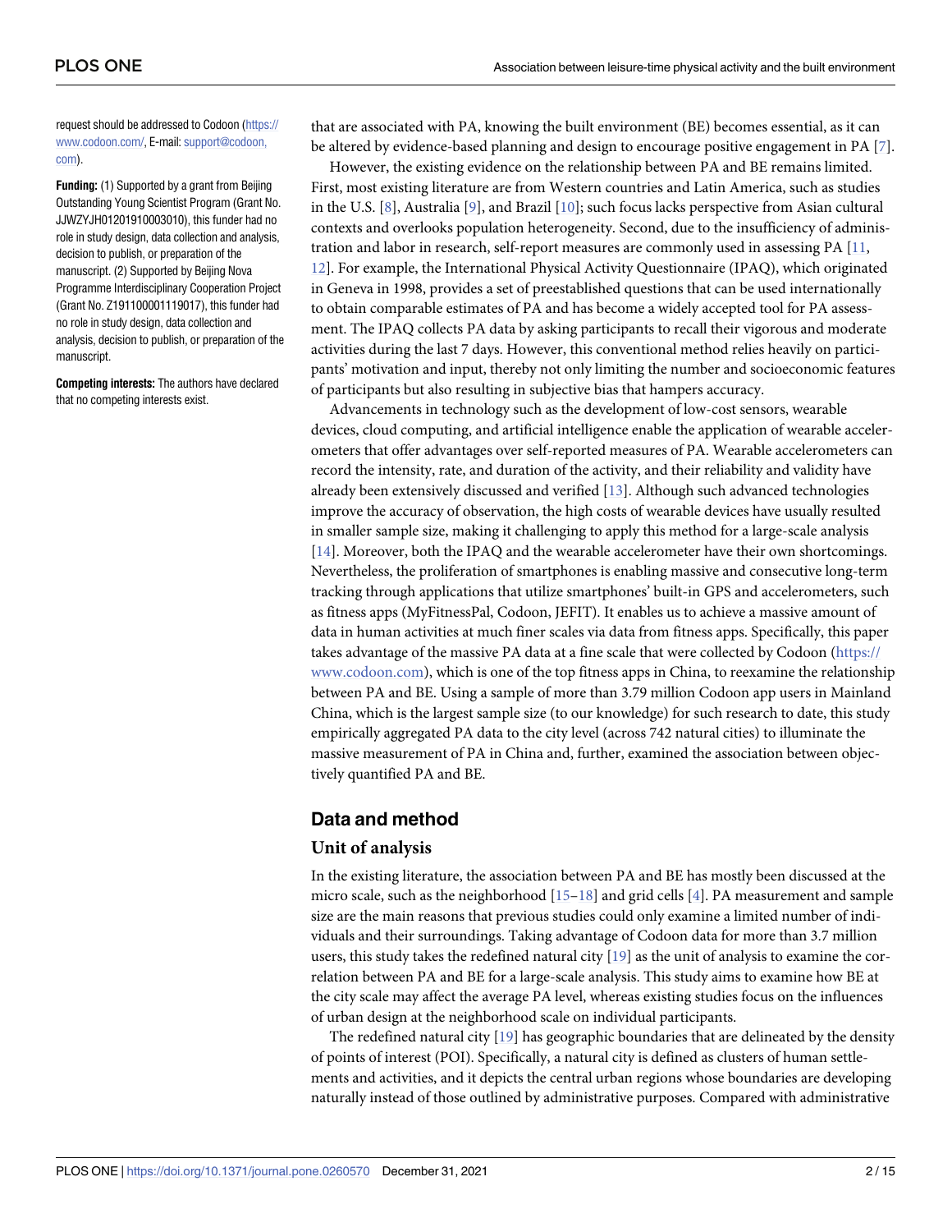request should be addressed to Codoon (https://www.codoon.com/, E-mail: support@codoon.com).

**Funding:** (1) Supported by a grant from Beijing Outstanding Young Scientist Program (Grant No. JJWZYJH01201910003010), this funder had no role in study design, data collection and analysis, decision to publish, or preparation of the manuscript. (2) Supported by Beijing Nova Programme Interdisciplinary Cooperation Project (Grant No. Z191100001119017), this funder had no role in study design, data collection and analysis, decision to publish, or preparation of the manuscript.

**Competing interests:** The authors have declared that no competing interests exist.

that are associated with PA, knowing the built environment (BE) becomes essential, as it can be altered by evidence-based planning and design to encourage positive engagement in PA [7].

However, the existing evidence on the relationship between PA and BE remains limited. First, most existing literature are from Western countries and Latin America, such as studies in the U.S. [8], Australia [9], and Brazil [10]; such focus lacks perspective from Asian cultural contexts and overlooks population heterogeneity. Second, due to the insufficiency of administration and labor in research, self-report measures are commonly used in assessing PA [11, 12]. For example, the International Physical Activity Questionnaire (IPAQ), which originated in Geneva in 1998, provides a set of preestablished questions that can be used internationally to obtain comparable estimates of PA and has become a widely accepted tool for PA assessment. The IPAQ collects PA data by asking participants to recall their vigorous and moderate activities during the last 7 days. However, this conventional method relies heavily on participants' motivation and input, thereby not only limiting the number and socioeconomic features of participants but also resulting in subjective bias that hampers accuracy.

Advancements in technology such as the development of low-cost sensors, wearable devices, cloud computing, and artificial intelligence enable the application of wearable accelerometers that offer advantages over self-reported measures of PA. Wearable accelerometers can record the intensity, rate, and duration of the activity, and their reliability and validity have already been extensively discussed and verified [13]. Although such advanced technologies improve the accuracy of observation, the high costs of wearable devices have usually resulted in smaller sample size, making it challenging to apply this method for a large-scale analysis [14]. Moreover, both the IPAQ and the wearable accelerometer have their own shortcomings. Nevertheless, the proliferation of smartphones is enabling massive and consecutive long-term tracking through applications that utilize smartphones' built-in GPS and accelerometers, such as fitness apps (MyFitnessPal, Codoon, JEFIT). It enables us to achieve a massive amount of data in human activities at much finer scales via data from fitness apps. Specifically, this paper takes advantage of the massive PA data at a fine scale that were collected by Codoon (https://www.codoon.com), which is one of the top fitness apps in China, to reexamine the relationship between PA and BE. Using a sample of more than 3.79 million Codoon app users in Mainland China, which is the largest sample size (to our knowledge) for such research to date, this study empirically aggregated PA data to the city level (across 742 natural cities) to illuminate the massive measurement of PA in China and, further, examined the association between objectively quantified PA and BE.

## Data and method

### Unit of analysis

In the existing literature, the association between PA and BE has mostly been discussed at the micro scale, such as the neighborhood [15–18] and grid cells [4]. PA measurement and sample size are the main reasons that previous studies could only examine a limited number of individuals and their surroundings. Taking advantage of Codoon data for more than 3.7 million users, this study takes the redefined natural city [19] as the unit of analysis to examine the correlation between PA and BE for a large-scale analysis. This study aims to examine how BE at the city scale may affect the average PA level, whereas existing studies focus on the influences of urban design at the neighborhood scale on individual participants.

The redefined natural city [19] has geographic boundaries that are delineated by the density of points of interest (POI). Specifically, a natural city is defined as clusters of human settlements and activities, and it depicts the central urban regions whose boundaries are developing naturally instead of those outlined by administrative purposes. Compared with administrative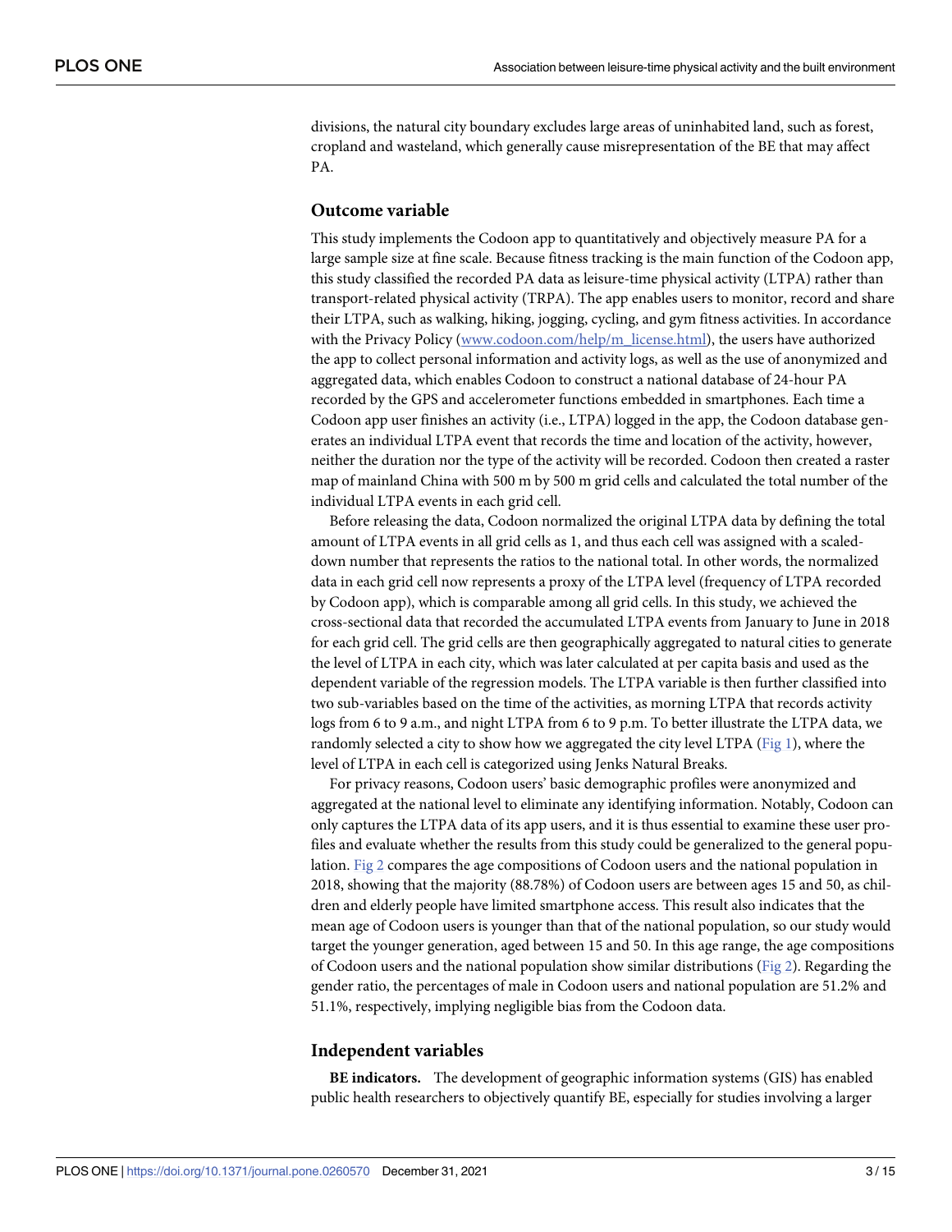divisions, the natural city boundary excludes large areas of uninhabited land, such as forest, cropland and wasteland, which generally cause misrepresentation of the BE that may affect PA.

## Outcome variable

This study implements the Codoon app to quantitatively and objectively measure PA for a large sample size at fine scale. Because fitness tracking is the main function of the Codoon app, this study classified the recorded PA data as leisure-time physical activity (LTPA) rather than transport-related physical activity (TRPA). The app enables users to monitor, record and share their LTPA, such as walking, hiking, jogging, cycling, and gym fitness activities. In accordance with the Privacy Policy (www.codoon.com/help/m_license.html), the users have authorized the app to collect personal information and activity logs, as well as the use of anonymized and aggregated data, which enables Codoon to construct a national database of 24-hour PA recorded by the GPS and accelerometer functions embedded in smartphones. Each time a Codoon app user finishes an activity (i.e., LTPA) logged in the app, the Codoon database generates an individual LTPA event that records the time and location of the activity, however, neither the duration nor the type of the activity will be recorded. Codoon then created a raster map of mainland China with 500 m by 500 m grid cells and calculated the total number of the individual LTPA events in each grid cell.

Before releasing the data, Codoon normalized the original LTPA data by defining the total amount of LTPA events in all grid cells as 1, and thus each cell was assigned with a scaled-down number that represents the ratios to the national total. In other words, the normalized data in each grid cell now represents a proxy of the LTPA level (frequency of LTPA recorded by Codoon app), which is comparable among all grid cells. In this study, we achieved the cross-sectional data that recorded the accumulated LTPA events from January to June in 2018 for each grid cell. The grid cells are then geographically aggregated to natural cities to generate the level of LTPA in each city, which was later calculated at per capita basis and used as the dependent variable of the regression models. The LTPA variable is then further classified into two sub-variables based on the time of the activities, as morning LTPA that records activity logs from 6 to 9 a.m., and night LTPA from 6 to 9 p.m. To better illustrate the LTPA data, we randomly selected a city to show how we aggregated the city level LTPA (Fig 1), where the level of LTPA in each cell is categorized using Jenks Natural Breaks.

For privacy reasons, Codoon users' basic demographic profiles were anonymized and aggregated at the national level to eliminate any identifying information. Notably, Codoon can only captures the LTPA data of its app users, and it is thus essential to examine these user profiles and evaluate whether the results from this study could be generalized to the general population. Fig 2 compares the age compositions of Codoon users and the national population in 2018, showing that the majority (88.78%) of Codoon users are between ages 15 and 50, as children and elderly people have limited smartphone access. This result also indicates that the mean age of Codoon users is younger than that of the national population, so our study would target the younger generation, aged between 15 and 50. In this age range, the age compositions of Codoon users and the national population show similar distributions (Fig 2). Regarding the gender ratio, the percentages of male in Codoon users and national population are 51.2% and 51.1%, respectively, implying negligible bias from the Codoon data.

## Independent variables

**BE indicators.** The development of geographic information systems (GIS) has enabled public health researchers to objectively quantify BE, especially for studies involving a larger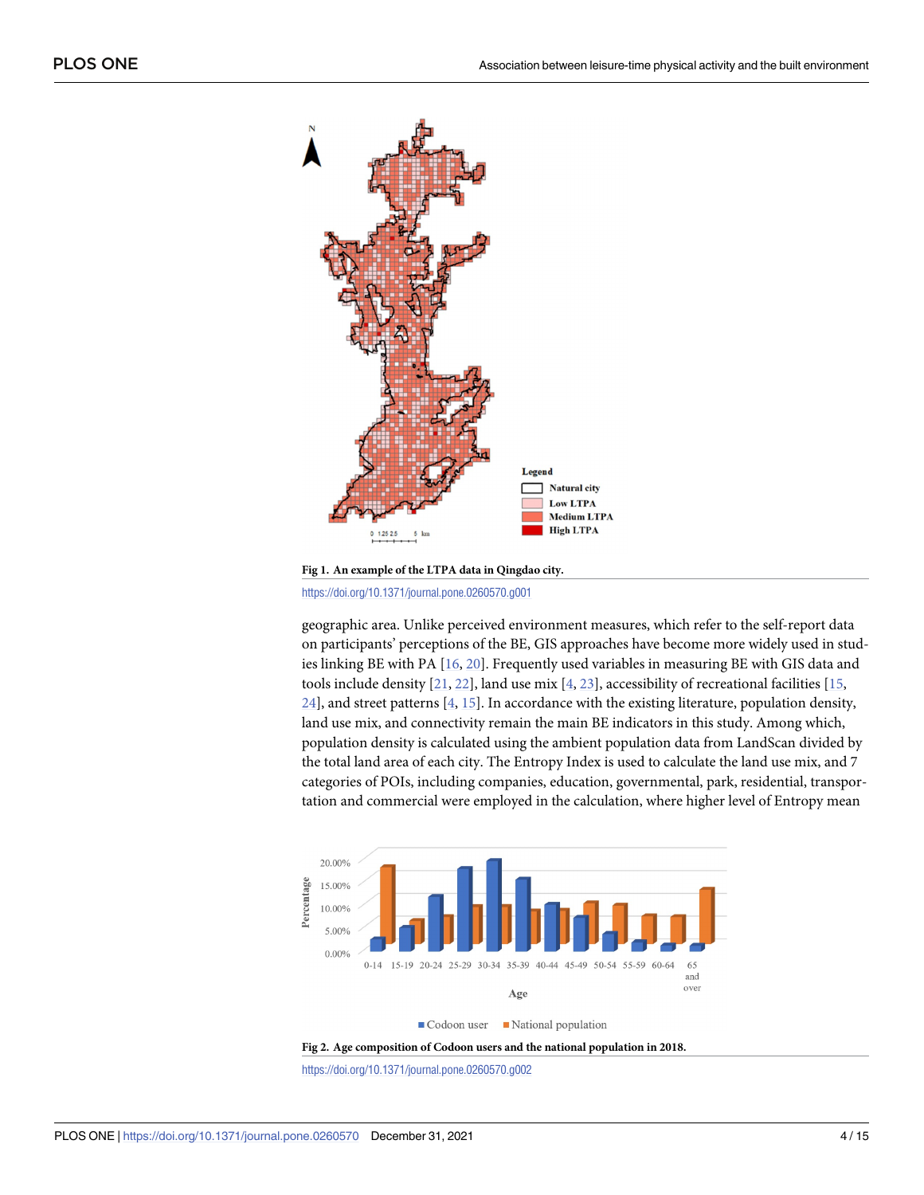Fig 1. An example of the LTPA data in Qingdao city.

https://doi.org/10.1371/journal.pone.0260570.g001

geographic area. Unlike perceived environment measures, which refer to the self-report data on participants' perceptions of the BE, GIS approaches have become more widely used in studies linking BE with PA [16, 20]. Frequently used variables in measuring BE with GIS data and tools include density [21, 22], land use mix [4, 23], accessibility of recreational facilities [15, 24], and street patterns [4, 15]. In accordance with the existing literature, population density, land use mix, and connectivity remain the main BE indicators in this study. Among which, population density is calculated using the ambient population data from LandScan divided by the total land area of each city. The Entropy Index is used to calculate the land use mix, and 7 categories of POIs, including companies, education, governmental, park, residential, transportation and commercial were employed in the calculation, where higher level of Entropy mean

Fig 2. Age composition of Codoon users and the national population in 2018.

https://doi.org/10.1371/journal.pone.0260570.g002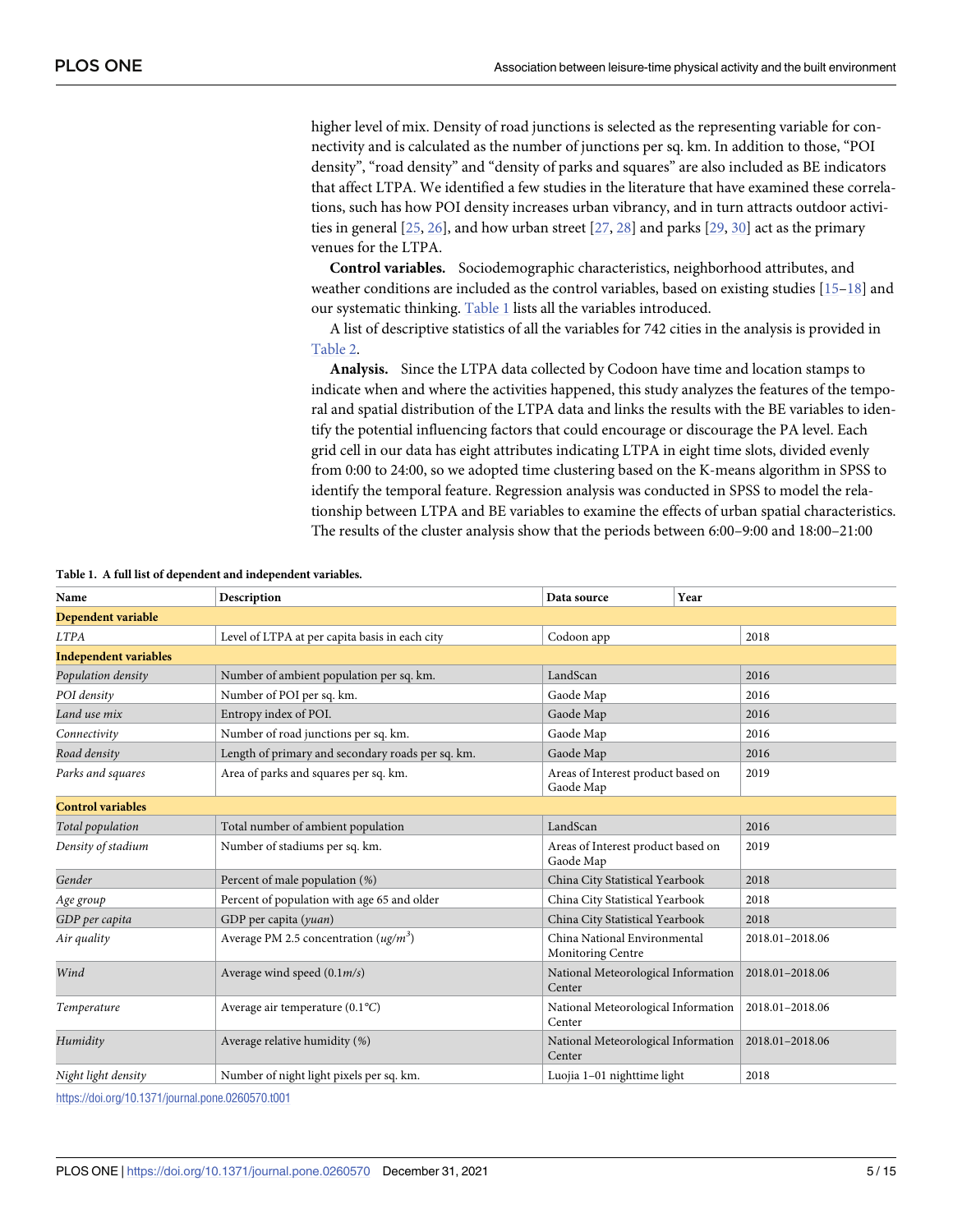higher level of mix. Density of road junctions is selected as the representing variable for connectivity and is calculated as the number of junctions per sq. km. In addition to those, "POI density", "road density" and "density of parks and squares" are also included as BE indicators that affect LTPA. We identified a few studies in the literature that have examined these correlations, such has how POI density increases urban vibrancy, and in turn attracts outdoor activities in general [25, 26], and how urban street [27, 28] and parks [29, 30] act as the primary venues for the LTPA.

**Control variables.** Sociodemographic characteristics, neighborhood attributes, and weather conditions are included as the control variables, based on existing studies [15–18] and our systematic thinking. Table 1 lists all the variables introduced.

A list of descriptive statistics of all the variables for 742 cities in the analysis is provided in Table 2.

**Analysis.** Since the LTPA data collected by Codoon have time and location stamps to indicate when and where the activities happened, this study analyzes the features of the temporal and spatial distribution of the LTPA data and links the results with the BE variables to identify the potential influencing factors that could encourage or discourage the PA level. Each grid cell in our data has eight attributes indicating LTPA in eight time slots, divided evenly from 0:00 to 24:00, so we adopted time clustering based on the K-means algorithm in SPSS to identify the temporal feature. Regression analysis was conducted in SPSS to model the relationship between LTPA and BE variables to examine the effects of urban spatial characteristics. The results of the cluster analysis show that the periods between 6:00–9:00 and 18:00–21:00

**Table 1. A full list of dependent and independent variables.**

| Name | Description | Data source | Year |
|---|---|---|---|
| **Dependent variable** | | | |
| *LTPA* | Level of LTPA at per capita basis in each city | Codoon app | 2018 |
| **Independent variables** | | | |
| *Population density* | Number of ambient population per sq. km. | LandScan | 2016 |
| *POI density* | Number of POI per sq. km. | Gaode Map | 2016 |
| *Land use mix* | Entropy index of POI. | Gaode Map | 2016 |
| *Connectivity* | Number of road junctions per sq. km. | Gaode Map | 2016 |
| *Road density* | Length of primary and secondary roads per sq. km. | Gaode Map | 2016 |
| *Parks and squares* | Area of parks and squares per sq. km. | Areas of Interest product based on Gaode Map | 2019 |
| **Control variables** | | | |
| *Total population* | Total number of ambient population | LandScan | 2016 |
| *Density of stadium* | Number of stadiums per sq. km. | Areas of Interest product based on Gaode Map | 2019 |
| *Gender* | Percent of male population (%) | China City Statistical Yearbook | 2018 |
| *Age group* | Percent of population with age 65 and older | China City Statistical Yearbook | 2018 |
| *GDP per capita* | GDP per capita (*yuan*) | China City Statistical Yearbook | 2018 |
| *Air quality* | Average PM 2.5 concentration ($ug/m^3$) | China National Environmental Monitoring Centre | 2018.01–2018.06 |
| *Wind* | Average wind speed (0.1$m/s$) | National Meteorological Information Center | 2018.01–2018.06 |
| *Temperature* | Average air temperature (0.1°C) | National Meteorological Information Center | 2018.01–2018.06 |
| *Humidity* | Average relative humidity (%) | National Meteorological Information Center | 2018.01–2018.06 |
| *Night light density* | Number of night light pixels per sq. km. | Luojia 1–01 nighttime light | 2018 |

https://doi.org/10.1371/journal.pone.0260570.t001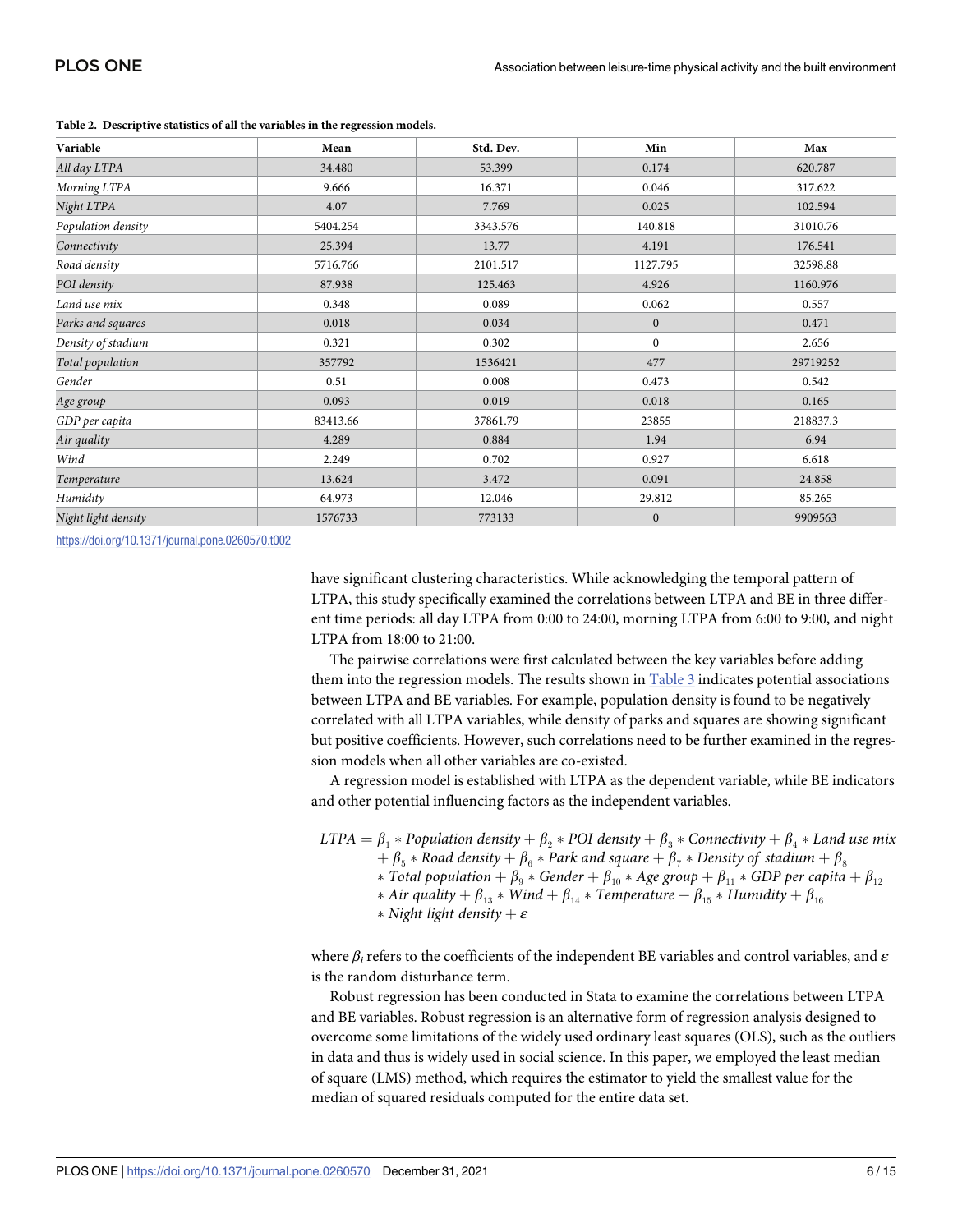**Table 2. Descriptive statistics of all the variables in the regression models.**

| Variable | Mean | Std. Dev. | Min | Max |
|---|---|---|---|---|
| *All day LTPA* | 34.480 | 53.399 | 0.174 | 620.787 |
| *Morning LTPA* | 9.666 | 16.371 | 0.046 | 317.622 |
| *Night LTPA* | 4.07 | 7.769 | 0.025 | 102.594 |
| *Population density* | 5404.254 | 3343.576 | 140.818 | 31010.76 |
| *Connectivity* | 25.394 | 13.77 | 4.191 | 176.541 |
| *Road density* | 5716.766 | 2101.517 | 1127.795 | 32598.88 |
| *POI density* | 87.938 | 125.463 | 4.926 | 1160.976 |
| *Land use mix* | 0.348 | 0.089 | 0.062 | 0.557 |
| *Parks and squares* | 0.018 | 0.034 | 0 | 0.471 |
| *Density of stadium* | 0.321 | 0.302 | 0 | 2.656 |
| *Total population* | 357792 | 1536421 | 477 | 29719252 |
| *Gender* | 0.51 | 0.008 | 0.473 | 0.542 |
| *Age group* | 0.093 | 0.019 | 0.018 | 0.165 |
| *GDP per capita* | 83413.66 | 37861.79 | 23855 | 218837.3 |
| *Air quality* | 4.289 | 0.884 | 1.94 | 6.94 |
| *Wind* | 2.249 | 0.702 | 0.927 | 6.618 |
| *Temperature* | 13.624 | 3.472 | 0.091 | 24.858 |
| *Humidity* | 64.973 | 12.046 | 29.812 | 85.265 |
| *Night light density* | 1576733 | 773133 | 0 | 9909563 |

https://doi.org/10.1371/journal.pone.0260570.t002

have significant clustering characteristics. While acknowledging the temporal pattern of LTPA, this study specifically examined the correlations between LTPA and BE in three different time periods: all day LTPA from 0:00 to 24:00, morning LTPA from 6:00 to 9:00, and night LTPA from 18:00 to 21:00.

The pairwise correlations were first calculated between the key variables before adding them into the regression models. The results shown in Table 3 indicates potential associations between LTPA and BE variables. For example, population density is found to be negatively correlated with all LTPA variables, while density of parks and squares are showing significant but positive coefficients. However, such correlations need to be further examined in the regression models when all other variables are co-existed.

A regression model is established with LTPA as the dependent variable, while BE indicators and other potential influencing factors as the independent variables.

$$
\begin{aligned}
LTPA = {} & \beta_1 * Population\ density + \beta_2 * POI\ density + \beta_3 * Connectivity + \beta_4 * Land\ use\ mix \\
& + \beta_5 * Road\ density + \beta_6 * Park\ and\ square + \beta_7 * Density\ of\ stadium + \beta_8 \\
& * Total\ population + \beta_9 * Gender + \beta_{10} * Age\ group + \beta_{11} * GDP\ per\ capita + \beta_{12} \\
& * Air\ quality + \beta_{13} * Wind + \beta_{14} * Temperature + \beta_{15} * Humidity + \beta_{16} \\
& * Night\ light\ density + \varepsilon
\end{aligned}
$$

where $\beta_i$ refers to the coefficients of the independent BE variables and control variables, and $\varepsilon$ is the random disturbance term.

Robust regression has been conducted in Stata to examine the correlations between LTPA and BE variables. Robust regression is an alternative form of regression analysis designed to overcome some limitations of the widely used ordinary least squares (OLS), such as the outliers in data and thus is widely used in social science. In this paper, we employed the least median of square (LMS) method, which requires the estimator to yield the smallest value for the median of squared residuals computed for the entire data set.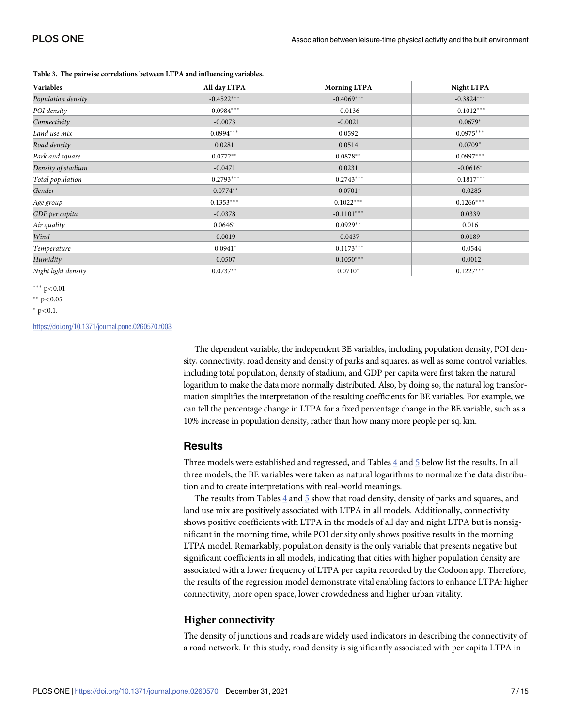**Table 3. The pairwise correlations between LTPA and influencing variables.**

| Variables | All day LTPA | Morning LTPA | Night LTPA |
|---|---|---|---|
| *Population density* | -0.4522*** | -0.4069*** | -0.3824*** |
| *POI density* | -0.0984*** | -0.0136 | -0.1012*** |
| *Connectivity* | -0.0073 | -0.0021 | 0.0679* |
| *Land use mix* | 0.0994*** | 0.0592 | 0.0975*** |
| *Road density* | 0.0281 | 0.0514 | 0.0709* |
| *Park and square* | 0.0772** | 0.0878** | 0.0997*** |
| *Density of stadium* | -0.0471 | 0.0231 | -0.0616* |
| *Total population* | -0.2793*** | -0.2743*** | -0.1817*** |
| *Gender* | -0.0774** | -0.0701* | -0.0285 |
| *Age group* | 0.1353*** | 0.1022*** | 0.1266*** |
| *GDP per capita* | -0.0378 | -0.1101*** | 0.0339 |
| *Air quality* | 0.0646* | 0.0929** | 0.016 |
| *Wind* | -0.0019 | -0.0437 | 0.0189 |
| *Temperature* | -0.0941* | -0.1173*** | -0.0544 |
| *Humidity* | -0.0507 | -0.1050*** | -0.0012 |
| *Night light density* | 0.0737** | 0.0710* | 0.1227*** |

*** $p<0.01$

** $p<0.05$

* $p<0.1$.

https://doi.org/10.1371/journal.pone.0260570.t003

The dependent variable, the independent BE variables, including population density, POI density, connectivity, road density and density of parks and squares, as well as some control variables, including total population, density of stadium, and GDP per capita were first taken the natural logarithm to make the data more normally distributed. Also, by doing so, the natural log transformation simplifies the interpretation of the resulting coefficients for BE variables. For example, we can tell the percentage change in LTPA for a fixed percentage change in the BE variable, such as a 10% increase in population density, rather than how many more people per sq. km.

## Results

Three models were established and regressed, and Tables 4 and 5 below list the results. In all three models, the BE variables were taken as natural logarithms to normalize the data distribution and to create interpretations with real-world meanings.

The results from Tables 4 and 5 show that road density, density of parks and squares, and land use mix are positively associated with LTPA in all models. Additionally, connectivity shows positive coefficients with LTPA in the models of all day and night LTPA but is nonsignificant in the morning time, while POI density only shows positive results in the morning LTPA model. Remarkably, population density is the only variable that presents negative but significant coefficients in all models, indicating that cities with higher population density are associated with a lower frequency of LTPA per capita recorded by the Codoon app. Therefore, the results of the regression model demonstrate vital enabling factors to enhance LTPA: higher connectivity, more open space, lower crowdedness and higher urban vitality.

### Higher connectivity

The density of junctions and roads are widely used indicators in describing the connectivity of a road network. In this study, road density is significantly associated with per capita LTPA in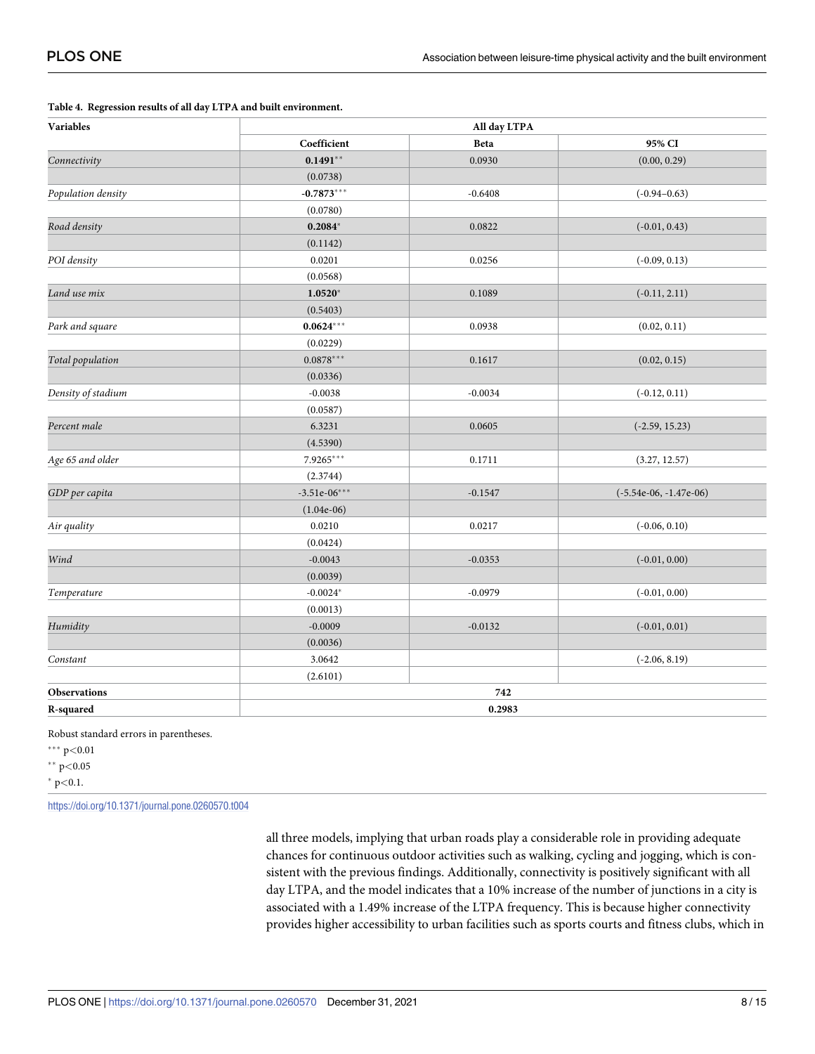**Table 4. Regression results of all day LTPA and built environment.**

| Variables | All day LTPA | | |
|---|---|---|---|
| | Coefficient | Beta | 95% CI |
| *Connectivity* | **0.1491**** | 0.0930 | (0.00, 0.29) |
| | (0.0738) | | |
| *Population density* | **-0.7873***** | -0.6408 | (-0.94–0.63) |
| | (0.0780) | | |
| *Road density* | **0.2084*** | 0.0822 | (-0.01, 0.43) |
| | (0.1142) | | |
| *POI density* | 0.0201 | 0.0256 | (-0.09, 0.13) |
| | (0.0568) | | |
| *Land use mix* | **1.0520*** | 0.1089 | (-0.11, 2.11) |
| | (0.5403) | | |
| *Park and square* | **0.0624***** | 0.0938 | (0.02, 0.11) |
| | (0.0229) | | |
| *Total population* | 0.0878*** | 0.1617 | (0.02, 0.15) |
| | (0.0336) | | |
| *Density of stadium* | -0.0038 | -0.0034 | (-0.12, 0.11) |
| | (0.0587) | | |
| *Percent male* | 6.3231 | 0.0605 | (-2.59, 15.23) |
| | (4.5390) | | |
| *Age 65 and older* | 7.9265*** | 0.1711 | (3.27, 12.57) |
| | (2.3744) | | |
| *GDP per capita* | -3.51e-06*** | -0.1547 | (-5.54e-06, -1.47e-06) |
| | (1.04e-06) | | |
| *Air quality* | 0.0210 | 0.0217 | (-0.06, 0.10) |
| | (0.0424) | | |
| *Wind* | -0.0043 | -0.0353 | (-0.01, 0.00) |
| | (0.0039) | | |
| *Temperature* | -0.0024* | -0.0979 | (-0.01, 0.00) |
| | (0.0013) | | |
| *Humidity* | -0.0009 | -0.0132 | (-0.01, 0.01) |
| | (0.0036) | | |
| *Constant* | 3.0642 | | (-2.06, 8.19) |
| | (2.6101) | | |
| **Observations** | 742 | | |
| **R-squared** | 0.2983 | | |

Robust standard errors in parentheses.

*** $p<0.01$

** $p<0.05$

* $p<0.1$.

https://doi.org/10.1371/journal.pone.0260570.t004

all three models, implying that urban roads play a considerable role in providing adequate chances for continuous outdoor activities such as walking, cycling and jogging, which is consistent with the previous findings. Additionally, connectivity is positively significant with all day LTPA, and the model indicates that a 10% increase of the number of junctions in a city is associated with a 1.49% increase of the LTPA frequency. This is because higher connectivity provides higher accessibility to urban facilities such as sports courts and fitness clubs, which in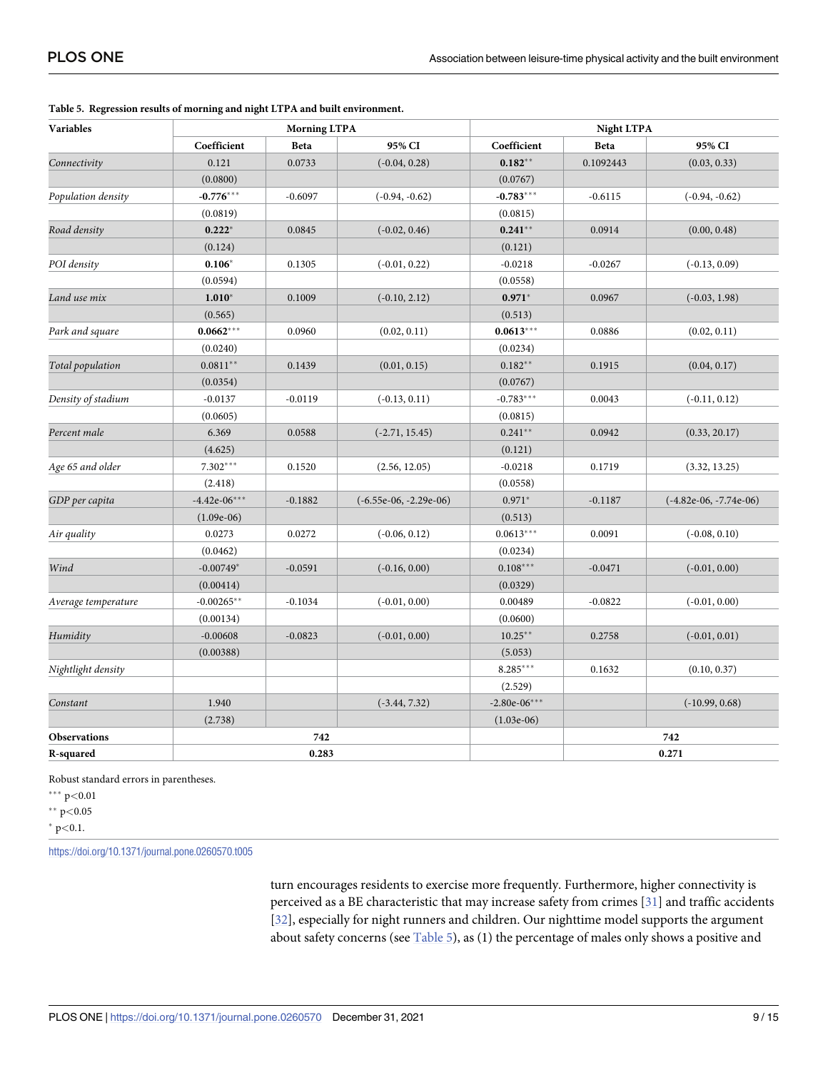**Table 5. Regression results of morning and night LTPA and built environment.**

| Variables | Morning LTPA | | | Night LTPA | | |
|---|---|---|---|---|---|---|
| | Coefficient | Beta | 95% CI | Coefficient | Beta | 95% CI |
| *Connectivity* | 0.121 | 0.0733 | (-0.04, 0.28) | **0.182**** | 0.1092443 | (0.03, 0.33) |
| | (0.0800) | | | (0.0767) | | |
| *Population density* | **-0.776***** | -0.6097 | (-0.94, -0.62) | **-0.783***** | -0.6115 | (-0.94, -0.62) |
| | (0.0819) | | | (0.0815) | | |
| *Road density* | **0.222*** | 0.0845 | (-0.02, 0.46) | **0.241**** | 0.0914 | (0.00, 0.48) |
| | (0.124) | | | (0.121) | | |
| *POI density* | **0.106*** | 0.1305 | (-0.01, 0.22) | -0.0218 | -0.0267 | (-0.13, 0.09) |
| | (0.0594) | | | (0.0558) | | |
| *Land use mix* | **1.010*** | 0.1009 | (-0.10, 2.12) | **0.971*** | 0.0967 | (-0.03, 1.98) |
| | (0.565) | | | (0.513) | | |
| *Park and square* | **0.0662***** | 0.0960 | (0.02, 0.11) | **0.0613***** | 0.0886 | (0.02, 0.11) |
| | (0.0240) | | | (0.0234) | | |
| *Total population* | 0.0811** | 0.1439 | (0.01, 0.15) | 0.182** | 0.1915 | (0.04, 0.17) |
| | (0.0354) | | | (0.0767) | | |
| *Density of stadium* | -0.0137 | -0.0119 | (-0.13, 0.11) | -0.783*** | 0.0043 | (-0.11, 0.12) |
| | (0.0605) | | | (0.0815) | | |
| *Percent male* | 6.369 | 0.0588 | (-2.71, 15.45) | 0.241** | 0.0942 | (0.33, 20.17) |
| | (4.625) | | | (0.121) | | |
| *Age 65 and older* | 7.302*** | 0.1520 | (2.56, 12.05) | -0.0218 | 0.1719 | (3.32, 13.25) |
| | (2.418) | | | (0.0558) | | |
| *GDP per capita* | -4.42e-06*** | -0.1882 | (-6.55e-06, -2.29e-06) | 0.971* | -0.1187 | (-4.82e-06, -7.74e-06) |
| | (1.09e-06) | | | (0.513) | | |
| *Air quality* | 0.0273 | 0.0272 | (-0.06, 0.12) | 0.0613*** | 0.0091 | (-0.08, 0.10) |
| | (0.0462) | | | (0.0234) | | |
| *Wind* | -0.00749* | -0.0591 | (-0.16, 0.00) | 0.108*** | -0.0471 | (-0.01, 0.00) |
| | (0.00414) | | | (0.0329) | | |
| *Average temperature* | -0.00265** | -0.1034 | (-0.01, 0.00) | 0.00489 | -0.0822 | (-0.01, 0.00) |
| | (0.00134) | | | (0.0600) | | |
| *Humidity* | -0.00608 | -0.0823 | (-0.01, 0.00) | 10.25** | 0.2758 | (-0.01, 0.01) |
| | (0.00388) | | | (5.053) | | |
| *Nightlight density* | | | | 8.285*** | 0.1632 | (0.10, 0.37) |
| | | | | (2.529) | | |
| *Constant* | 1.940 | | (-3.44, 7.32) | -2.80e-06*** | | (-10.99, 0.68) |
| | (2.738) | | | (1.03e-06) | | |
| **Observations** | 742 | | | | 742 | |
| **R-squared** | 0.283 | | | | 0.271 | |

Robust standard errors in parentheses.

*** p<0.01

** p<0.05

* p<0.1.

https://doi.org/10.1371/journal.pone.0260570.t005

turn encourages residents to exercise more frequently. Furthermore, higher connectivity is perceived as a BE characteristic that may increase safety from crimes [31] and traffic accidents [32], especially for night runners and children. Our nighttime model supports the argument about safety concerns (see Table 5), as (1) the percentage of males only shows a positive and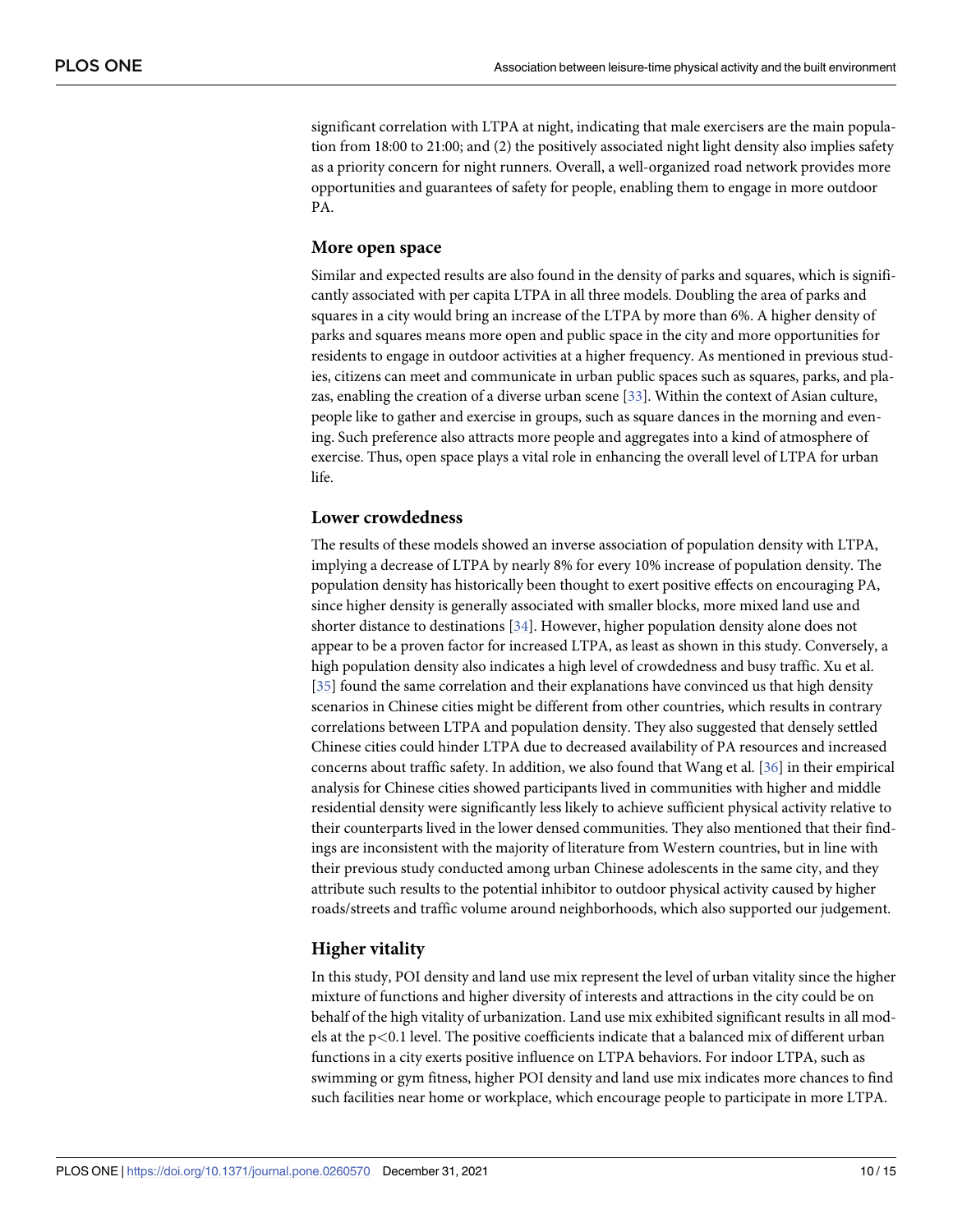significant correlation with LTPA at night, indicating that male exercisers are the main population from 18:00 to 21:00; and (2) the positively associated night light density also implies safety as a priority concern for night runners. Overall, a well-organized road network provides more opportunities and guarantees of safety for people, enabling them to engage in more outdoor PA.

### More open space

Similar and expected results are also found in the density of parks and squares, which is significantly associated with per capita LTPA in all three models. Doubling the area of parks and squares in a city would bring an increase of the LTPA by more than 6%. A higher density of parks and squares means more open and public space in the city and more opportunities for residents to engage in outdoor activities at a higher frequency. As mentioned in previous studies, citizens can meet and communicate in urban public spaces such as squares, parks, and plazas, enabling the creation of a diverse urban scene [33]. Within the context of Asian culture, people like to gather and exercise in groups, such as square dances in the morning and evening. Such preference also attracts more people and aggregates into a kind of atmosphere of exercise. Thus, open space plays a vital role in enhancing the overall level of LTPA for urban life.

### Lower crowdedness

The results of these models showed an inverse association of population density with LTPA, implying a decrease of LTPA by nearly 8% for every 10% increase of population density. The population density has historically been thought to exert positive effects on encouraging PA, since higher density is generally associated with smaller blocks, more mixed land use and shorter distance to destinations [34]. However, higher population density alone does not appear to be a proven factor for increased LTPA, as least as shown in this study. Conversely, a high population density also indicates a high level of crowdedness and busy traffic. Xu et al. [35] found the same correlation and their explanations have convinced us that high density scenarios in Chinese cities might be different from other countries, which results in contrary correlations between LTPA and population density. They also suggested that densely settled Chinese cities could hinder LTPA due to decreased availability of PA resources and increased concerns about traffic safety. In addition, we also found that Wang et al. [36] in their empirical analysis for Chinese cities showed participants lived in communities with higher and middle residential density were significantly less likely to achieve sufficient physical activity relative to their counterparts lived in the lower densed communities. They also mentioned that their findings are inconsistent with the majority of literature from Western countries, but in line with their previous study conducted among urban Chinese adolescents in the same city, and they attribute such results to the potential inhibitor to outdoor physical activity caused by higher roads/streets and traffic volume around neighborhoods, which also supported our judgement.

### Higher vitality

In this study, POI density and land use mix represent the level of urban vitality since the higher mixture of functions and higher diversity of interests and attractions in the city could be on behalf of the high vitality of urbanization. Land use mix exhibited significant results in all models at the $p<0.1$ level. The positive coefficients indicate that a balanced mix of different urban functions in a city exerts positive influence on LTPA behaviors. For indoor LTPA, such as swimming or gym fitness, higher POI density and land use mix indicates more chances to find such facilities near home or workplace, which encourage people to participate in more LTPA.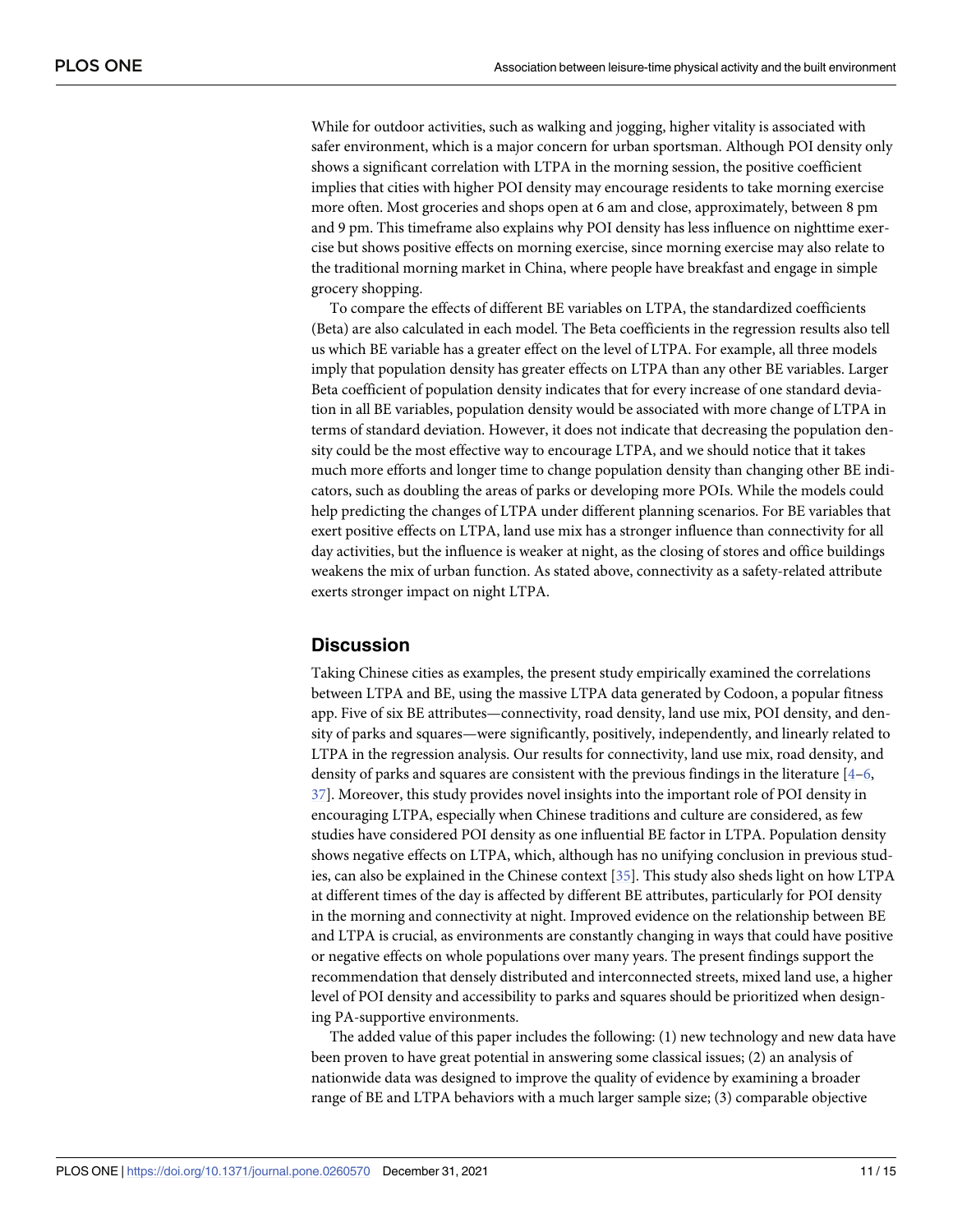While for outdoor activities, such as walking and jogging, higher vitality is associated with safer environment, which is a major concern for urban sportsman. Although POI density only shows a significant correlation with LTPA in the morning session, the positive coefficient implies that cities with higher POI density may encourage residents to take morning exercise more often. Most groceries and shops open at 6 am and close, approximately, between 8 pm and 9 pm. This timeframe also explains why POI density has less influence on nighttime exercise but shows positive effects on morning exercise, since morning exercise may also relate to the traditional morning market in China, where people have breakfast and engage in simple grocery shopping.

To compare the effects of different BE variables on LTPA, the standardized coefficients (Beta) are also calculated in each model. The Beta coefficients in the regression results also tell us which BE variable has a greater effect on the level of LTPA. For example, all three models imply that population density has greater effects on LTPA than any other BE variables. Larger Beta coefficient of population density indicates that for every increase of one standard deviation in all BE variables, population density would be associated with more change of LTPA in terms of standard deviation. However, it does not indicate that decreasing the population density could be the most effective way to encourage LTPA, and we should notice that it takes much more efforts and longer time to change population density than changing other BE indicators, such as doubling the areas of parks or developing more POIs. While the models could help predicting the changes of LTPA under different planning scenarios. For BE variables that exert positive effects on LTPA, land use mix has a stronger influence than connectivity for all day activities, but the influence is weaker at night, as the closing of stores and office buildings weakens the mix of urban function. As stated above, connectivity as a safety-related attribute exerts stronger impact on night LTPA.

## Discussion

Taking Chinese cities as examples, the present study empirically examined the correlations between LTPA and BE, using the massive LTPA data generated by Codoon, a popular fitness app. Five of six BE attributes—connectivity, road density, land use mix, POI density, and density of parks and squares—were significantly, positively, independently, and linearly related to LTPA in the regression analysis. Our results for connectivity, land use mix, road density, and density of parks and squares are consistent with the previous findings in the literature [4–6, 37]. Moreover, this study provides novel insights into the important role of POI density in encouraging LTPA, especially when Chinese traditions and culture are considered, as few studies have considered POI density as one influential BE factor in LTPA. Population density shows negative effects on LTPA, which, although has no unifying conclusion in previous studies, can also be explained in the Chinese context [35]. This study also sheds light on how LTPA at different times of the day is affected by different BE attributes, particularly for POI density in the morning and connectivity at night. Improved evidence on the relationship between BE and LTPA is crucial, as environments are constantly changing in ways that could have positive or negative effects on whole populations over many years. The present findings support the recommendation that densely distributed and interconnected streets, mixed land use, a higher level of POI density and accessibility to parks and squares should be prioritized when designing PA-supportive environments.

The added value of this paper includes the following: (1) new technology and new data have been proven to have great potential in answering some classical issues; (2) an analysis of nationwide data was designed to improve the quality of evidence by examining a broader range of BE and LTPA behaviors with a much larger sample size; (3) comparable objective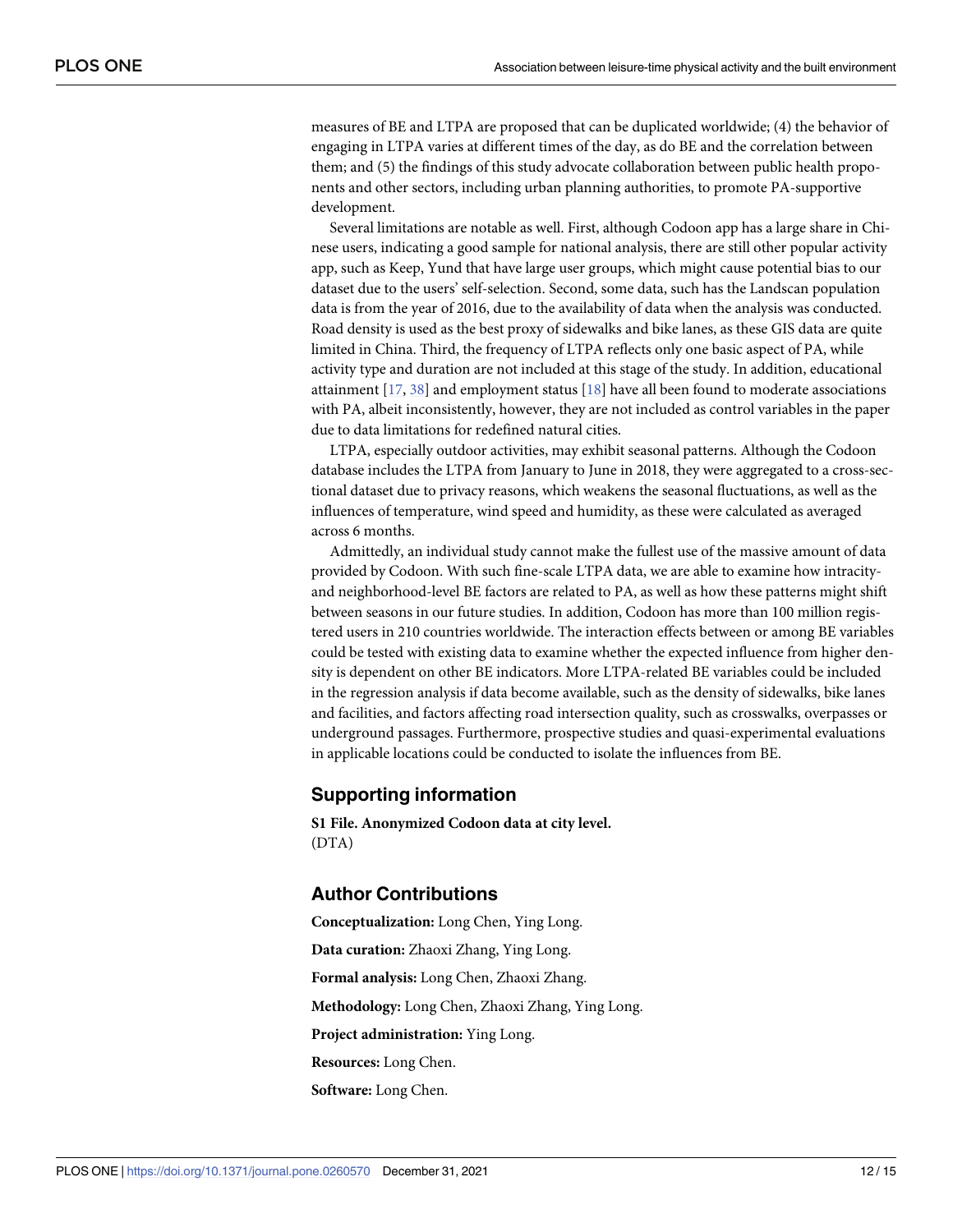measures of BE and LTPA are proposed that can be duplicated worldwide; (4) the behavior of engaging in LTPA varies at different times of the day, as do BE and the correlation between them; and (5) the findings of this study advocate collaboration between public health proponents and other sectors, including urban planning authorities, to promote PA-supportive development.

Several limitations are notable as well. First, although Codoon app has a large share in Chinese users, indicating a good sample for national analysis, there are still other popular activity app, such as Keep, Yund that have large user groups, which might cause potential bias to our dataset due to the users' self-selection. Second, some data, such has the Landscan population data is from the year of 2016, due to the availability of data when the analysis was conducted. Road density is used as the best proxy of sidewalks and bike lanes, as these GIS data are quite limited in China. Third, the frequency of LTPA reflects only one basic aspect of PA, while activity type and duration are not included at this stage of the study. In addition, educational attainment [17, 38] and employment status [18] have all been found to moderate associations with PA, albeit inconsistently, however, they are not included as control variables in the paper due to data limitations for redefined natural cities.

LTPA, especially outdoor activities, may exhibit seasonal patterns. Although the Codoon database includes the LTPA from January to June in 2018, they were aggregated to a cross-sectional dataset due to privacy reasons, which weakens the seasonal fluctuations, as well as the influences of temperature, wind speed and humidity, as these were calculated as averaged across 6 months.

Admittedly, an individual study cannot make the fullest use of the massive amount of data provided by Codoon. With such fine-scale LTPA data, we are able to examine how intracity- and neighborhood-level BE factors are related to PA, as well as how these patterns might shift between seasons in our future studies. In addition, Codoon has more than 100 million registered users in 210 countries worldwide. The interaction effects between or among BE variables could be tested with existing data to examine whether the expected influence from higher density is dependent on other BE indicators. More LTPA-related BE variables could be included in the regression analysis if data become available, such as the density of sidewalks, bike lanes and facilities, and factors affecting road intersection quality, such as crosswalks, overpasses or underground passages. Furthermore, prospective studies and quasi-experimental evaluations in applicable locations could be conducted to isolate the influences from BE.

## Supporting information

**S1 File. Anonymized Codoon data at city level.**
(DTA)

## Author Contributions

**Conceptualization:** Long Chen, Ying Long.

**Data curation:** Zhaoxi Zhang, Ying Long.

**Formal analysis:** Long Chen, Zhaoxi Zhang.

**Methodology:** Long Chen, Zhaoxi Zhang, Ying Long.

**Project administration:** Ying Long.

**Resources:** Long Chen.

**Software:** Long Chen.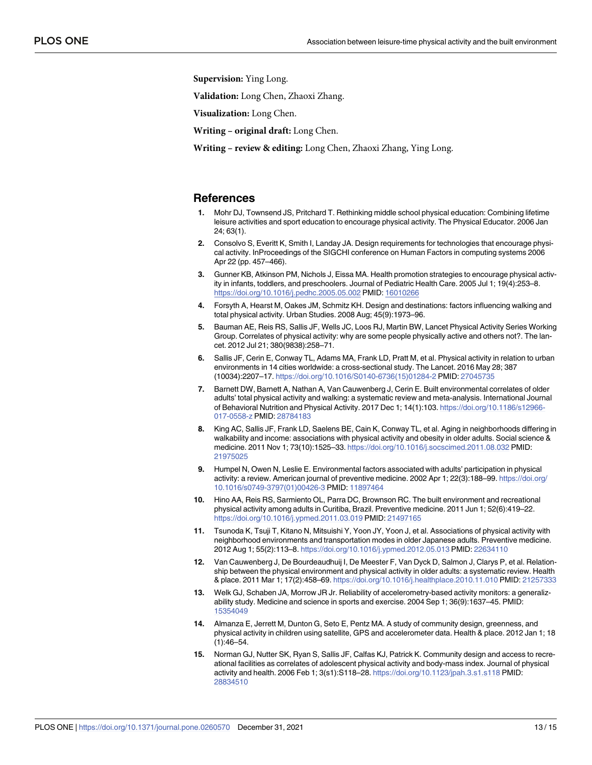**Supervision:** Ying Long.

**Validation:** Long Chen, Zhaoxi Zhang.

**Visualization:** Long Chen.

**Writing – original draft:** Long Chen.

**Writing – review & editing:** Long Chen, Zhaoxi Zhang, Ying Long.

## References

1. Mohr DJ, Townsend JS, Pritchard T. Rethinking middle school physical education: Combining lifetime leisure activities and sport education to encourage physical activity. The Physical Educator. 2006 Jan 24; 63(1).
2. Consolvo S, Everitt K, Smith I, Landay JA. Design requirements for technologies that encourage physical activity. InProceedings of the SIGCHI conference on Human Factors in computing systems 2006 Apr 22 (pp. 457–466).
3. Gunner KB, Atkinson PM, Nichols J, Eissa MA. Health promotion strategies to encourage physical activity in infants, toddlers, and preschoolers. Journal of Pediatric Health Care. 2005 Jul 1; 19(4):253–8. https://doi.org/10.1016/j.pedhc.2005.05.002 PMID: 16010266
4. Forsyth A, Hearst M, Oakes JM, Schmitz KH. Design and destinations: factors influencing walking and total physical activity. Urban Studies. 2008 Aug; 45(9):1973–96.
5. Bauman AE, Reis RS, Sallis JF, Wells JC, Loos RJ, Martin BW, Lancet Physical Activity Series Working Group. Correlates of physical activity: why are some people physically active and others not?. The lancet. 2012 Jul 21; 380(9838):258–71.
6. Sallis JF, Cerin E, Conway TL, Adams MA, Frank LD, Pratt M, et al. Physical activity in relation to urban environments in 14 cities worldwide: a cross-sectional study. The Lancet. 2016 May 28; 387 (10034):2207–17. https://doi.org/10.1016/S0140-6736(15)01284-2 PMID: 27045735
7. Barnett DW, Barnett A, Nathan A, Van Cauwenberg J, Cerin E. Built environmental correlates of older adults' total physical activity and walking: a systematic review and meta-analysis. International Journal of Behavioral Nutrition and Physical Activity. 2017 Dec 1; 14(1):103. https://doi.org/10.1186/s12966-017-0558-z PMID: 28784183
8. King AC, Sallis JF, Frank LD, Saelens BE, Cain K, Conway TL, et al. Aging in neighborhoods differing in walkability and income: associations with physical activity and obesity in older adults. Social science & medicine. 2011 Nov 1; 73(10):1525–33. https://doi.org/10.1016/j.socscimed.2011.08.032 PMID: 21975025
9. Humpel N, Owen N, Leslie E. Environmental factors associated with adults' participation in physical activity: a review. American journal of preventive medicine. 2002 Apr 1; 22(3):188–99. https://doi.org/10.1016/s0749-3797(01)00426-3 PMID: 11897464
10. Hino AA, Reis RS, Sarmiento OL, Parra DC, Brownson RC. The built environment and recreational physical activity among adults in Curitiba, Brazil. Preventive medicine. 2011 Jun 1; 52(6):419–22. https://doi.org/10.1016/j.ypmed.2011.03.019 PMID: 21497165
11. Tsunoda K, Tsuji T, Kitano N, Mitsuishi Y, Yoon JY, Yoon J, et al. Associations of physical activity with neighborhood environments and transportation modes in older Japanese adults. Preventive medicine. 2012 Aug 1; 55(2):113–8. https://doi.org/10.1016/j.ypmed.2012.05.013 PMID: 22634110
12. Van Cauwenberg J, De Bourdeaudhuij I, De Meester F, Van Dyck D, Salmon J, Clarys P, et al. Relationship between the physical environment and physical activity in older adults: a systematic review. Health & place. 2011 Mar 1; 17(2):458–69. https://doi.org/10.1016/j.healthplace.2010.11.010 PMID: 21257333
13. Welk GJ, Schaben JA, Morrow JR Jr. Reliability of accelerometry-based activity monitors: a generalizability study. Medicine and science in sports and exercise. 2004 Sep 1; 36(9):1637–45. PMID: 15354049
14. Almanza E, Jerrett M, Dunton G, Seto E, Pentz MA. A study of community design, greenness, and physical activity in children using satellite, GPS and accelerometer data. Health & place. 2012 Jan 1; 18 (1):46–54.
15. Norman GJ, Nutter SK, Ryan S, Sallis JF, Calfas KJ, Patrick K. Community design and access to recreational facilities as correlates of adolescent physical activity and body-mass index. Journal of physical activity and health. 2006 Feb 1; 3(s1):S118–28. https://doi.org/10.1123/jpah.3.s1.s118 PMID: 28834510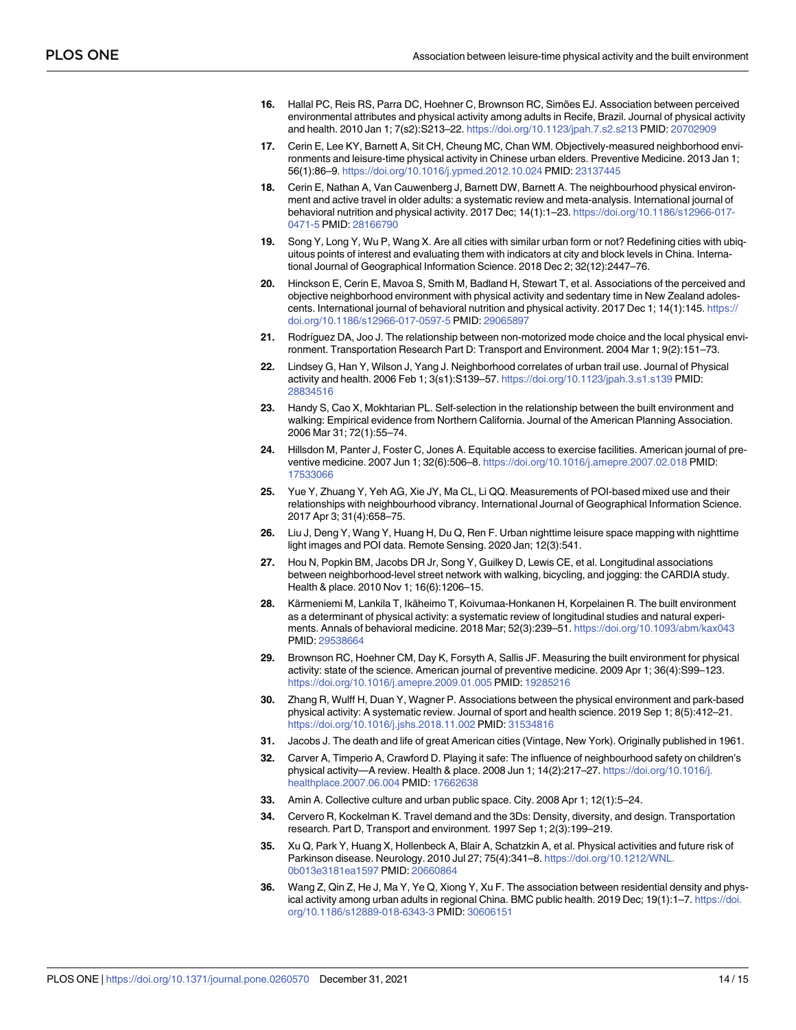16. Hallal PC, Reis RS, Parra DC, Hoehner C, Brownson RC, Simões EJ. Association between perceived environmental attributes and physical activity among adults in Recife, Brazil. Journal of physical activity and health. 2010 Jan 1; 7(s2):S213–22. https://doi.org/10.1123/jpah.7.s2.s213 PMID: 20702909
17. Cerin E, Lee KY, Barnett A, Sit CH, Cheung MC, Chan WM. Objectively-measured neighborhood environments and leisure-time physical activity in Chinese urban elders. Preventive Medicine. 2013 Jan 1; 56(1):86–9. https://doi.org/10.1016/j.ypmed.2012.10.024 PMID: 23137445
18. Cerin E, Nathan A, Van Cauwenberg J, Barnett DW, Barnett A. The neighbourhood physical environment and active travel in older adults: a systematic review and meta-analysis. International journal of behavioral nutrition and physical activity. 2017 Dec; 14(1):1–23. https://doi.org/10.1186/s12966-017-0471-5 PMID: 28166790
19. Song Y, Long Y, Wu P, Wang X. Are all cities with similar urban form or not? Redefining cities with ubiquitous points of interest and evaluating them with indicators at city and block levels in China. International Journal of Geographical Information Science. 2018 Dec 2; 32(12):2447–76.
20. Hinckson E, Cerin E, Mavoa S, Smith M, Badland H, Stewart T, et al. Associations of the perceived and objective neighborhood environment with physical activity and sedentary time in New Zealand adolescents. International journal of behavioral nutrition and physical activity. 2017 Dec 1; 14(1):145. https://doi.org/10.1186/s12966-017-0597-5 PMID: 29065897
21. Rodríguez DA, Joo J. The relationship between non-motorized mode choice and the local physical environment. Transportation Research Part D: Transport and Environment. 2004 Mar 1; 9(2):151–73.
22. Lindsey G, Han Y, Wilson J, Yang J. Neighborhood correlates of urban trail use. Journal of Physical activity and health. 2006 Feb 1; 3(s1):S139–57. https://doi.org/10.1123/jpah.3.s1.s139 PMID: 28834516
23. Handy S, Cao X, Mokhtarian PL. Self-selection in the relationship between the built environment and walking: Empirical evidence from Northern California. Journal of the American Planning Association. 2006 Mar 31; 72(1):55–74.
24. Hillsdon M, Panter J, Foster C, Jones A. Equitable access to exercise facilities. American journal of preventive medicine. 2007 Jun 1; 32(6):506–8. https://doi.org/10.1016/j.amepre.2007.02.018 PMID: 17533066
25. Yue Y, Zhuang Y, Yeh AG, Xie JY, Ma CL, Li QQ. Measurements of POI-based mixed use and their relationships with neighbourhood vibrancy. International Journal of Geographical Information Science. 2017 Apr 3; 31(4):658–75.
26. Liu J, Deng Y, Wang Y, Huang H, Du Q, Ren F. Urban nighttime leisure space mapping with nighttime light images and POI data. Remote Sensing. 2020 Jan; 12(3):541.
27. Hou N, Popkin BM, Jacobs DR Jr, Song Y, Guilkey D, Lewis CE, et al. Longitudinal associations between neighborhood-level street network with walking, bicycling, and jogging: the CARDIA study. Health & place. 2010 Nov 1; 16(6):1206–15.
28. Kärmeniemi M, Lankila T, Ikäheimo T, Koivumaa-Honkanen H, Korpelainen R. The built environment as a determinant of physical activity: a systematic review of longitudinal studies and natural experiments. Annals of behavioral medicine. 2018 Mar; 52(3):239–51. https://doi.org/10.1093/abm/kax043 PMID: 29538664
29. Brownson RC, Hoehner CM, Day K, Forsyth A, Sallis JF. Measuring the built environment for physical activity: state of the science. American journal of preventive medicine. 2009 Apr 1; 36(4):S99–123. https://doi.org/10.1016/j.amepre.2009.01.005 PMID: 19285216
30. Zhang R, Wulff H, Duan Y, Wagner P. Associations between the physical environment and park-based physical activity: A systematic review. Journal of sport and health science. 2019 Sep 1; 8(5):412–21. https://doi.org/10.1016/j.jshs.2018.11.002 PMID: 31534816
31. Jacobs J. The death and life of great American cities (Vintage, New York). Originally published in 1961.
32. Carver A, Timperio A, Crawford D. Playing it safe: The influence of neighbourhood safety on children's physical activity—A review. Health & place. 2008 Jun 1; 14(2):217–27. https://doi.org/10.1016/j.healthplace.2007.06.004 PMID: 17662638
33. Amin A. Collective culture and urban public space. City. 2008 Apr 1; 12(1):5–24.
34. Cervero R, Kockelman K. Travel demand and the 3Ds: Density, diversity, and design. Transportation research. Part D, Transport and environment. 1997 Sep 1; 2(3):199–219.
35. Xu Q, Park Y, Huang X, Hollenbeck A, Blair A, Schatzkin A, et al. Physical activities and future risk of Parkinson disease. Neurology. 2010 Jul 27; 75(4):341–8. https://doi.org/10.1212/WNL.0b013e3181ea1597 PMID: 20660864
36. Wang Z, Qin Z, He J, Ma Y, Ye Q, Xiong Y, Xu F. The association between residential density and physical activity among urban adults in regional China. BMC public health. 2019 Dec; 19(1):1–7. https://doi.org/10.1186/s12889-018-6343-3 PMID: 30606151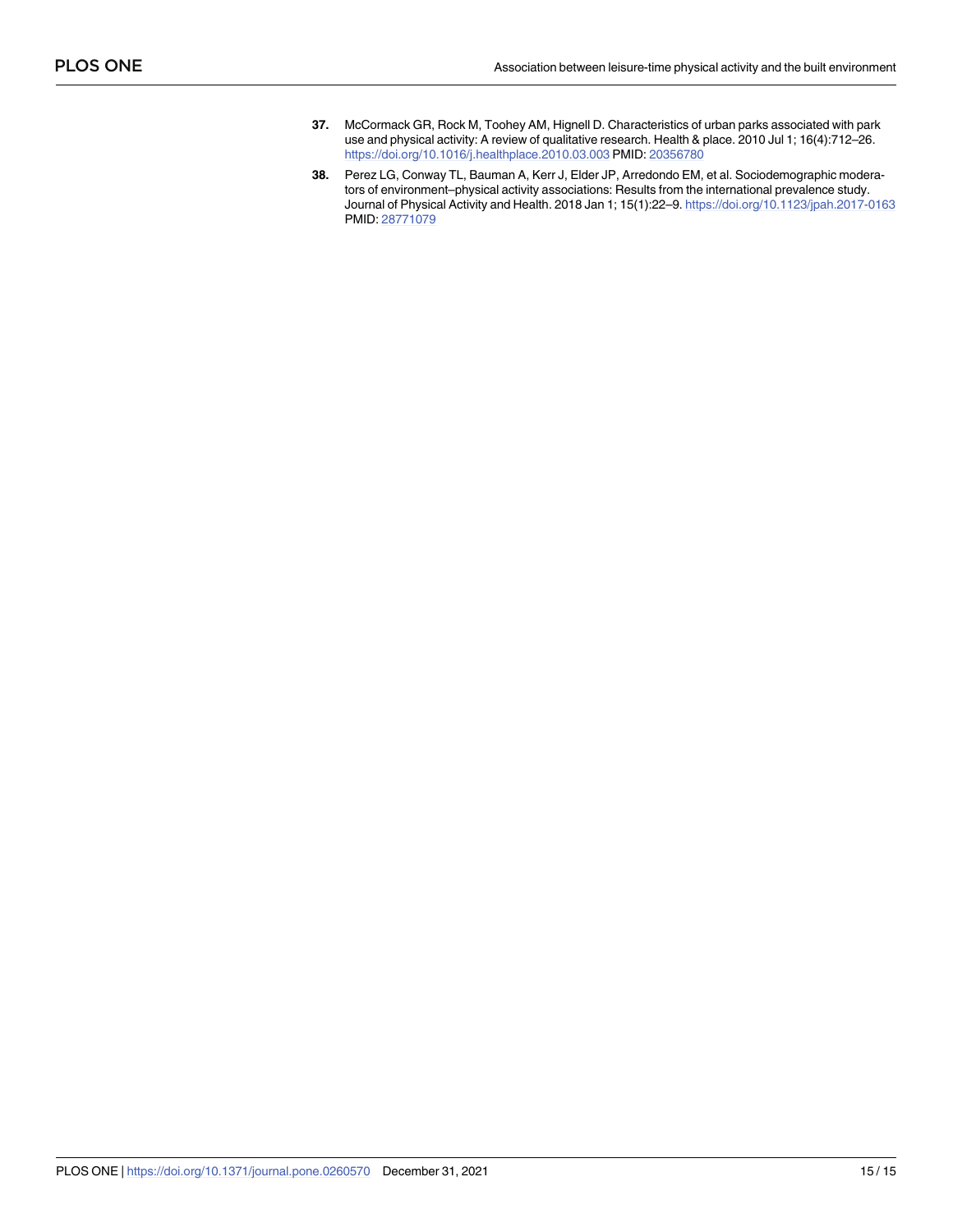37. McCormack GR, Rock M, Toohey AM, Hignell D. Characteristics of urban parks associated with park use and physical activity: A review of qualitative research. Health & place. 2010 Jul 1; 16(4):712–26. https://doi.org/10.1016/j.healthplace.2010.03.003 PMID: 20356780

38. Perez LG, Conway TL, Bauman A, Kerr J, Elder JP, Arredondo EM, et al. Sociodemographic moderators of environment–physical activity associations: Results from the international prevalence study. Journal of Physical Activity and Health. 2018 Jan 1; 15(1):22–9. https://doi.org/10.1123/jpah.2017-0163 PMID: 28771079